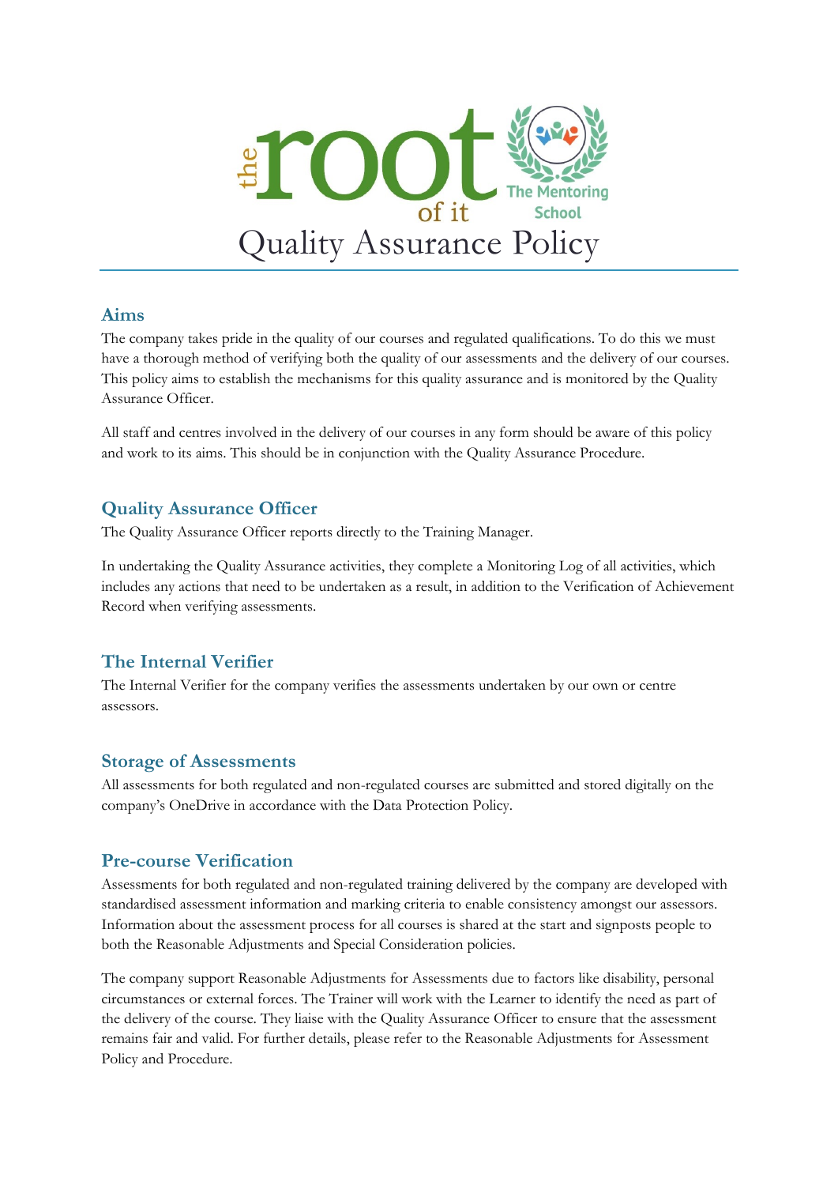# Quality Assurance Policy

## Aims

The company takes pride in the quality of our courses and regulated qualifications. To do this we must have a thorough method of verifying both the quality of our assessments and the delivery of our courses. This policy aims to establish the mechanisms for this quality assurance and is monitored by the Quality Assurance Officer.

All staff and centres involved in the delivery of our courses in any form should be aware of this policy and work to its aims. This should be in conjunction with the Quality Assurance Procedure.

## Quality Assurance Officer

The Quality Assurance Officer reports directly to the Training Manager.

In undertaking the Quality Assurance activities, they complete a Monitoring Log of all activities, which includes any actions that need to be undertaken as a result, in addition to the Verification of Achievement Record when verifying assessments.

## The Internal Verifier

The Internal Verifier for the company verifies the assessments undertaken by our own or centre assessors.

## Storage of Assessments

All assessments for both regulated and non-regulated courses are submitted and stored digitally on the company's OneDrive in accordance with the Data Protection Policy.

## Pre-course Verification

Assessments for both regulated and non-regulated training delivered by the company are developed with standardised assessment information and marking criteria to enable consistency amongst our assessors. Information about the assessment process for all courses is shared at the start and signposts people to both the Reasonable Adjustments and Special Consideration policies.

The company support Reasonable Adjustments for Assessments due to factors like disability, personal circumstances or external forces. The Trainer will work with the Learner to identify the need as part of the delivery of the course. They liaise with the Quality Assurance Officer to ensure that the assessment remains fair and valid. For further details, please refer to the Reasonable Adjustments for Assessment Policy and Procedure.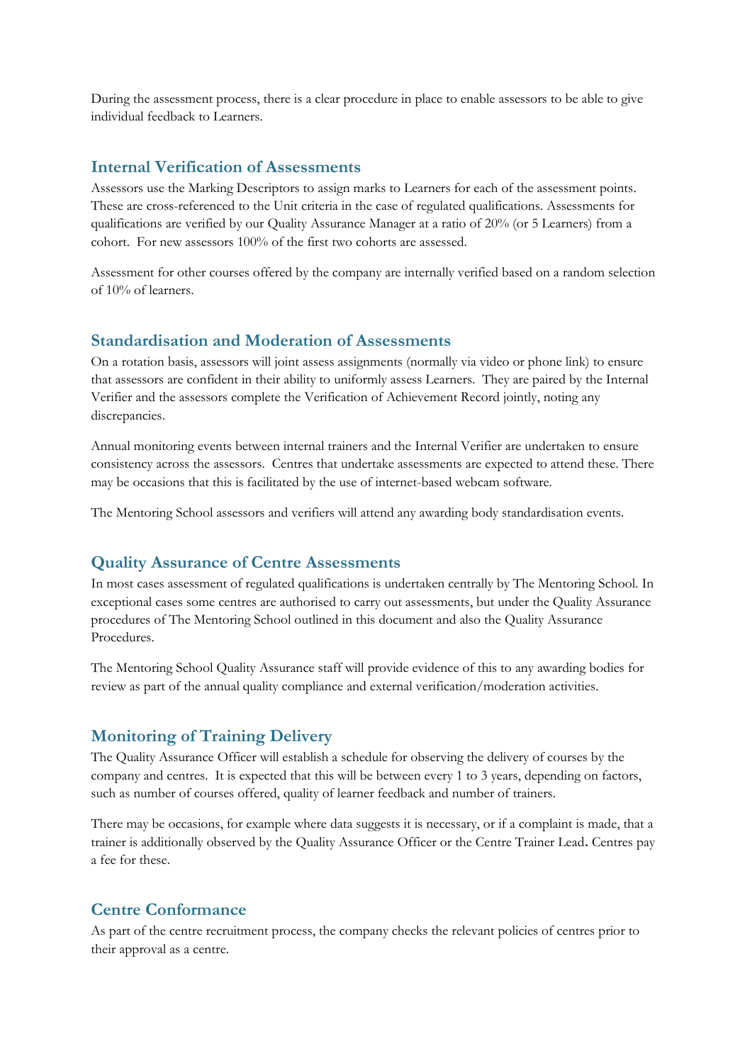During the assessment process, there is a clear procedure in place to enable assessors to be able to give individual feedback to Learners.

## Internal Verification of Assessments

Assessors use the Marking Descriptors to assign marks to Learners for each of the assessment points. These are cross-referenced to the Unit criteria in the case of regulated qualifications. Assessments for qualifications are verified by our Quality Assurance Manager at a ratio of 20% (or 5 Learners) from a cohort. For new assessors 100% of the first two cohorts are assessed.

Assessment for other courses offered by the company are internally verified based on a random selection of 10% of learners.

## Standardisation and Moderation of Assessments

On a rotation basis, assessors will joint assess assignments (normally via video or phone link) to ensure that assessors are confident in their ability to uniformly assess Learners. They are paired by the Internal Verifier and the assessors complete the Verification of Achievement Record jointly, noting any discrepancies.

Annual monitoring events between internal trainers and the Internal Verifier are undertaken to ensure consistency across the assessors. Centres that undertake assessments are expected to attend these. There may be occasions that this is facilitated by the use of internet-based webcam software.

The Mentoring School assessors and verifiers will attend any awarding body standardisation events.

## Quality Assurance of Centre Assessments

In most cases assessment of regulated qualifications is undertaken centrally by The Mentoring School. In exceptional cases some centres are authorised to carry out assessments, but under the Quality Assurance procedures of The Mentoring School outlined in this document and also the Quality Assurance Procedures.

The Mentoring School Quality Assurance staff will provide evidence of this to any awarding bodies for review as part of the annual quality compliance and external verification/moderation activities.

## Monitoring of Training Delivery

The Quality Assurance Officer will establish a schedule for observing the delivery of courses by the company and centres. It is expected that this will be between every 1 to 3 years, depending on factors, such as number of courses offered, quality of learner feedback and number of trainers.

There may be occasions, for example where data suggests it is necessary, or if a complaint is made, that a trainer is additionally observed by the Quality Assurance Officer or the Centre Trainer Lead**.** Centres pay a fee for these.

## Centre Conformance

As part of the centre recruitment process, the company checks the relevant policies of centres prior to their approval as a centre.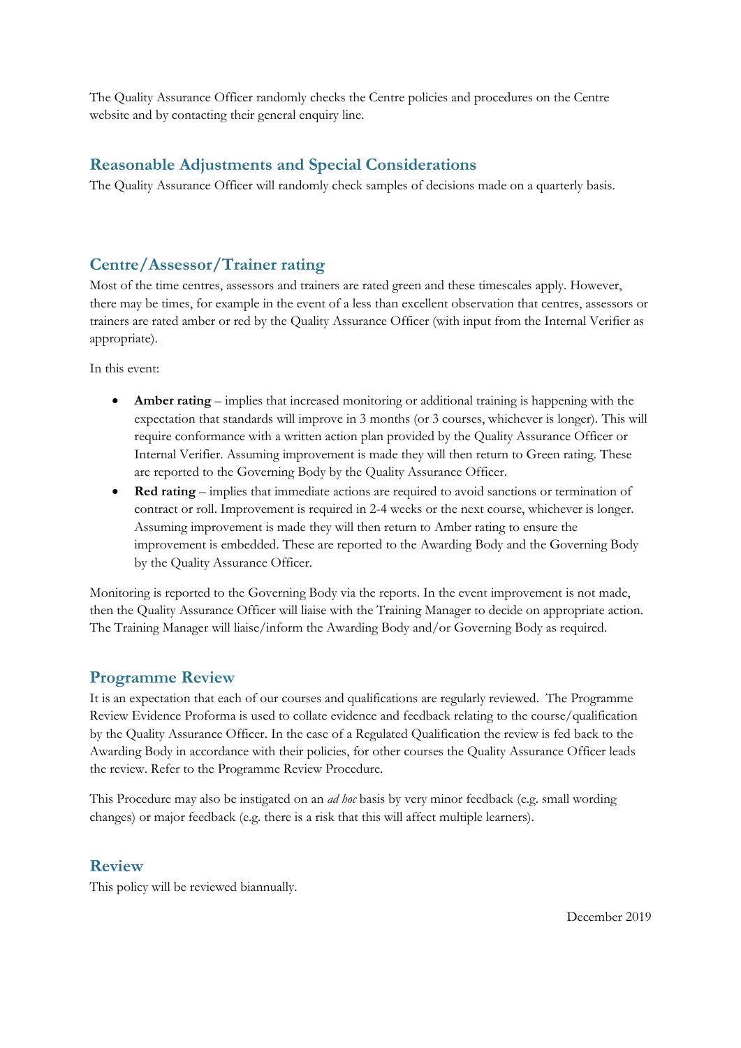The Quality Assurance Officer randomly checks the Centre policies and procedures on the Centre website and by contacting their general enquiry line.

## Reasonable Adjustments and Special Considerations

The Quality Assurance Officer will randomly check samples of decisions made on a quarterly basis.

## Centre/Assessor/Trainer rating

Most of the time centres, assessors and trainers are rated green and these timescales apply. However, there may be times, for example in the event of a less than excellent observation that centres, assessors or trainers are rated amber or red by the Quality Assurance Officer (with input from the Internal Verifier as appropriate).

In this event:

- **Amber rating** – implies that increased monitoring or additional training is happening with the expectation that standards will improve in 3 months (or 3 courses, whichever is longer). This will require conformance with a written action plan provided by the Quality Assurance Officer or Internal Verifier. Assuming improvement is made they will then return to Green rating. These are reported to the Governing Body by the Quality Assurance Officer.
- **Red rating** – implies that immediate actions are required to avoid sanctions or termination of contract or roll. Improvement is required in 2-4 weeks or the next course, whichever is longer. Assuming improvement is made they will then return to Amber rating to ensure the improvement is embedded. These are reported to the Awarding Body and the Governing Body by the Quality Assurance Officer.

Monitoring is reported to the Governing Body via the reports. In the event improvement is not made, then the Quality Assurance Officer will liaise with the Training Manager to decide on appropriate action. The Training Manager will liaise/inform the Awarding Body and/or Governing Body as required.

## Programme Review

It is an expectation that each of our courses and qualifications are regularly reviewed. The Programme Review Evidence Proforma is used to collate evidence and feedback relating to the course/qualification by the Quality Assurance Officer. In the case of a Regulated Qualification the review is fed back to the Awarding Body in accordance with their policies, for other courses the Quality Assurance Officer leads the review. Refer to the Programme Review Procedure.

This Procedure may also be instigated on an *ad hoc* basis by very minor feedback (e.g. small wording changes) or major feedback (e.g. there is a risk that this will affect multiple learners).

## Review

This policy will be reviewed biannually.

December 2019